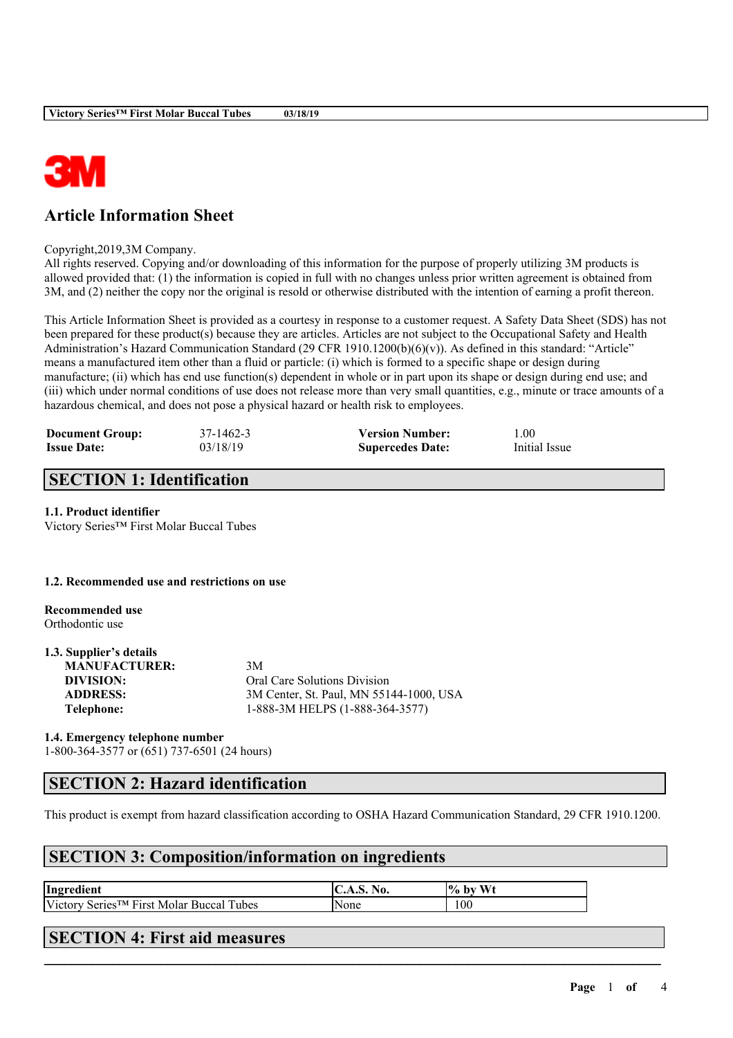# Article Information Sheet

Copyright,2019,3M Company.
All rights reserved. Copying and/or downloading of this information for the purpose of properly utilizing 3M products is allowed provided that: (1) the information is copied in full with no changes unless prior written agreement is obtained from 3M, and (2) neither the copy nor the original is resold or otherwise distributed with the intention of earning a profit thereon.

This Article Information Sheet is provided as a courtesy in response to a customer request. A Safety Data Sheet (SDS) has not been prepared for these product(s) because they are articles. Articles are not subject to the Occupational Safety and Health Administration's Hazard Communication Standard (29 CFR 1910.1200(b)(6)(v)). As defined in this standard: "Article" means a manufactured item other than a fluid or particle: (i) which is formed to a specific shape or design during manufacture; (ii) which has end use function(s) dependent in whole or in part upon its shape or design during end use; and (iii) which under normal conditions of use does not release more than very small quantities, e.g., minute or trace amounts of a hazardous chemical, and does not pose a physical hazard or health risk to employees.

| | | | |
|---|---|---|---|
| **Document Group:** | 37-1462-3 | **Version Number:** | 1.00 |
| **Issue Date:** | 03/18/19 | **Supercedes Date:** | Initial Issue |

## SECTION 1: Identification

**1.1. Product identifier**
Victory Series™ First Molar Buccal Tubes

**1.2. Recommended use and restrictions on use**

**Recommended use**
Orthodontic use

**1.3. Supplier's details**

| | |
|---|---|
| **MANUFACTURER:** | 3M |
| **DIVISION:** | Oral Care Solutions Division |
| **ADDRESS:** | 3M Center, St. Paul, MN 55144-1000, USA |
| **Telephone:** | 1-888-3M HELPS (1-888-364-3577) |

**1.4. Emergency telephone number**
1-800-364-3577 or (651) 737-6501 (24 hours)

## SECTION 2: Hazard identification

This product is exempt from hazard classification according to OSHA Hazard Communication Standard, 29 CFR 1910.1200.

## SECTION 3: Composition/information on ingredients

| Ingredient | C.A.S. No. | % by Wt |
|---|---|---|
| Victory Series™ First Molar Buccal Tubes | None | 100 |

## SECTION 4: First aid measures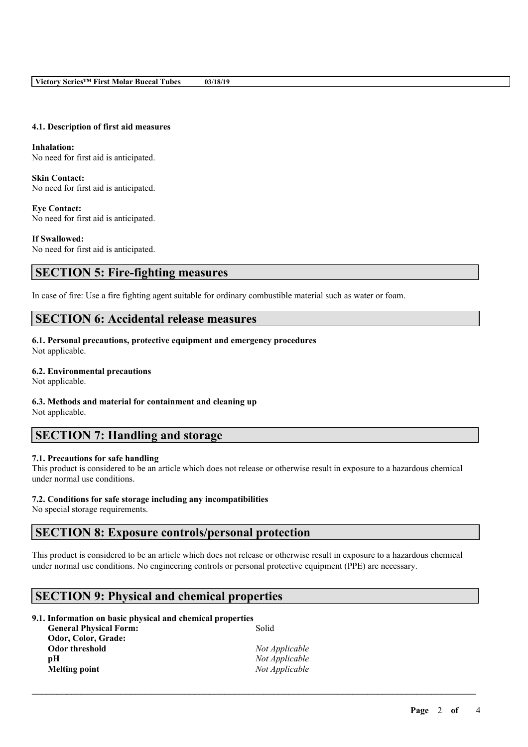### 4.1. Description of first aid measures

**Inhalation:**
No need for first aid is anticipated.

**Skin Contact:**
No need for first aid is anticipated.

**Eye Contact:**
No need for first aid is anticipated.

**If Swallowed:**
No need for first aid is anticipated.

## SECTION 5: Fire-fighting measures

In case of fire: Use a fire fighting agent suitable for ordinary combustible material such as water or foam.

## SECTION 6: Accidental release measures

### 6.1. Personal precautions, protective equipment and emergency procedures
Not applicable.

### 6.2. Environmental precautions
Not applicable.

### 6.3. Methods and material for containment and cleaning up
Not applicable.

## SECTION 7: Handling and storage

### 7.1. Precautions for safe handling
This product is considered to be an article which does not release or otherwise result in exposure to a hazardous chemical under normal use conditions.

### 7.2. Conditions for safe storage including any incompatibilities
No special storage requirements.

## SECTION 8: Exposure controls/personal protection

This product is considered to be an article which does not release or otherwise result in exposure to a hazardous chemical under normal use conditions. No engineering controls or personal protective equipment (PPE) are necessary.

## SECTION 9: Physical and chemical properties

### 9.1. Information on basic physical and chemical properties

| | |
|---|---|
| **General Physical Form:** | Solid |
| **Odor, Color, Grade:** | |
| **Odor threshold** | *Not Applicable* |
| **pH** | *Not Applicable* |
| **Melting point** | *Not Applicable* |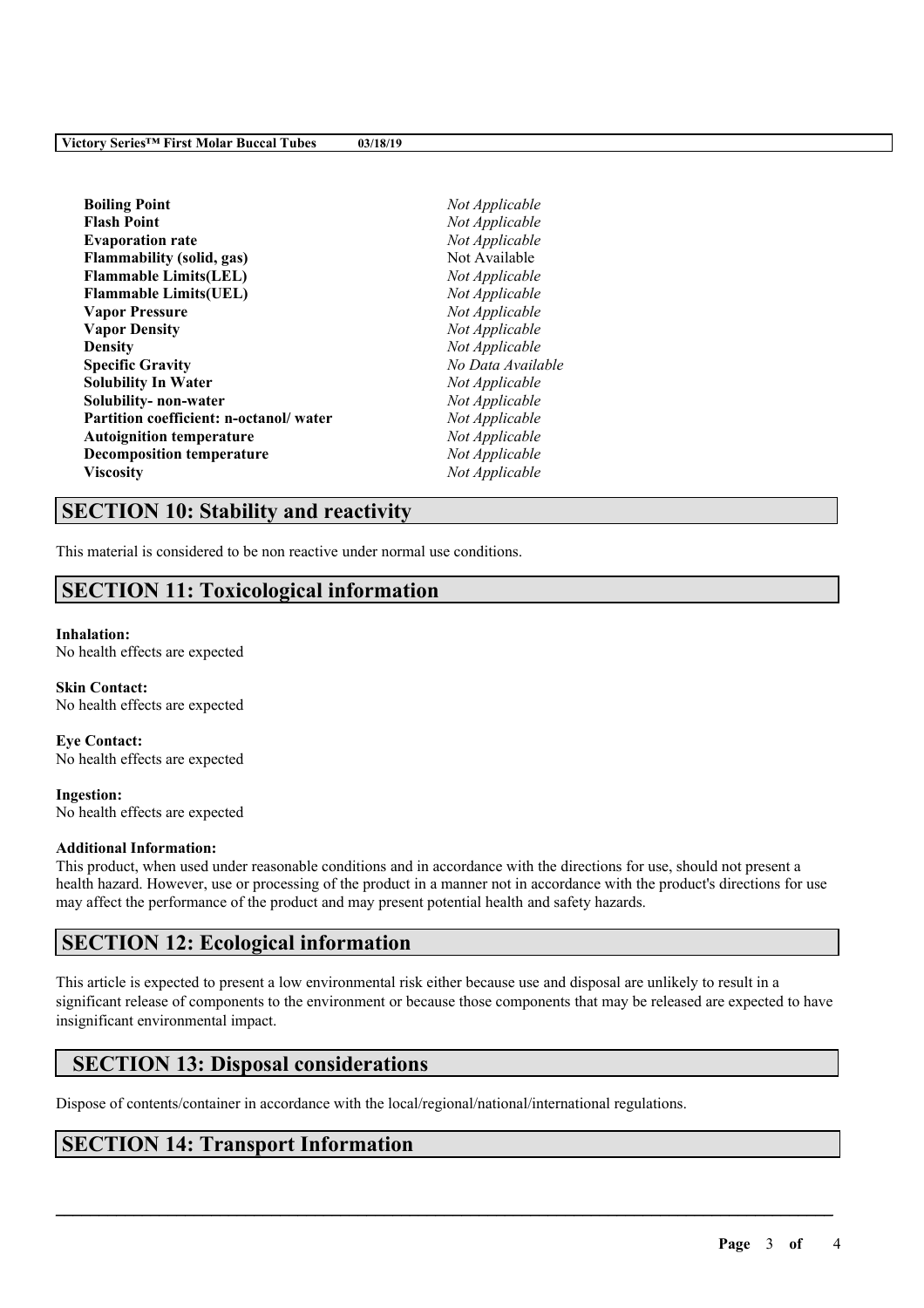| | |
|---|---|
| **Boiling Point** | *Not Applicable* |
| **Flash Point** | *Not Applicable* |
| **Evaporation rate** | *Not Applicable* |
| **Flammability (solid, gas)** | Not Available |
| **Flammable Limits(LEL)** | *Not Applicable* |
| **Flammable Limits(UEL)** | *Not Applicable* |
| **Vapor Pressure** | *Not Applicable* |
| **Vapor Density** | *Not Applicable* |
| **Density** | *Not Applicable* |
| **Specific Gravity** | *No Data Available* |
| **Solubility In Water** | *Not Applicable* |
| **Solubility- non-water** | *Not Applicable* |
| **Partition coefficient: n-octanol/ water** | *Not Applicable* |
| **Autoignition temperature** | *Not Applicable* |
| **Decomposition temperature** | *Not Applicable* |
| **Viscosity** | *Not Applicable* |

## SECTION 10: Stability and reactivity

This material is considered to be non reactive under normal use conditions.

## SECTION 11: Toxicological information

**Inhalation:**
No health effects are expected

**Skin Contact:**
No health effects are expected

**Eye Contact:**
No health effects are expected

**Ingestion:**
No health effects are expected

**Additional Information:**
This product, when used under reasonable conditions and in accordance with the directions for use, should not present a health hazard. However, use or processing of the product in a manner not in accordance with the product's directions for use may affect the performance of the product and may present potential health and safety hazards.

## SECTION 12: Ecological information

This article is expected to present a low environmental risk either because use and disposal are unlikely to result in a significant release of components to the environment or because those components that may be released are expected to have insignificant environmental impact.

## SECTION 13: Disposal considerations

Dispose of contents/container in accordance with the local/regional/national/international regulations.

## SECTION 14: Transport Information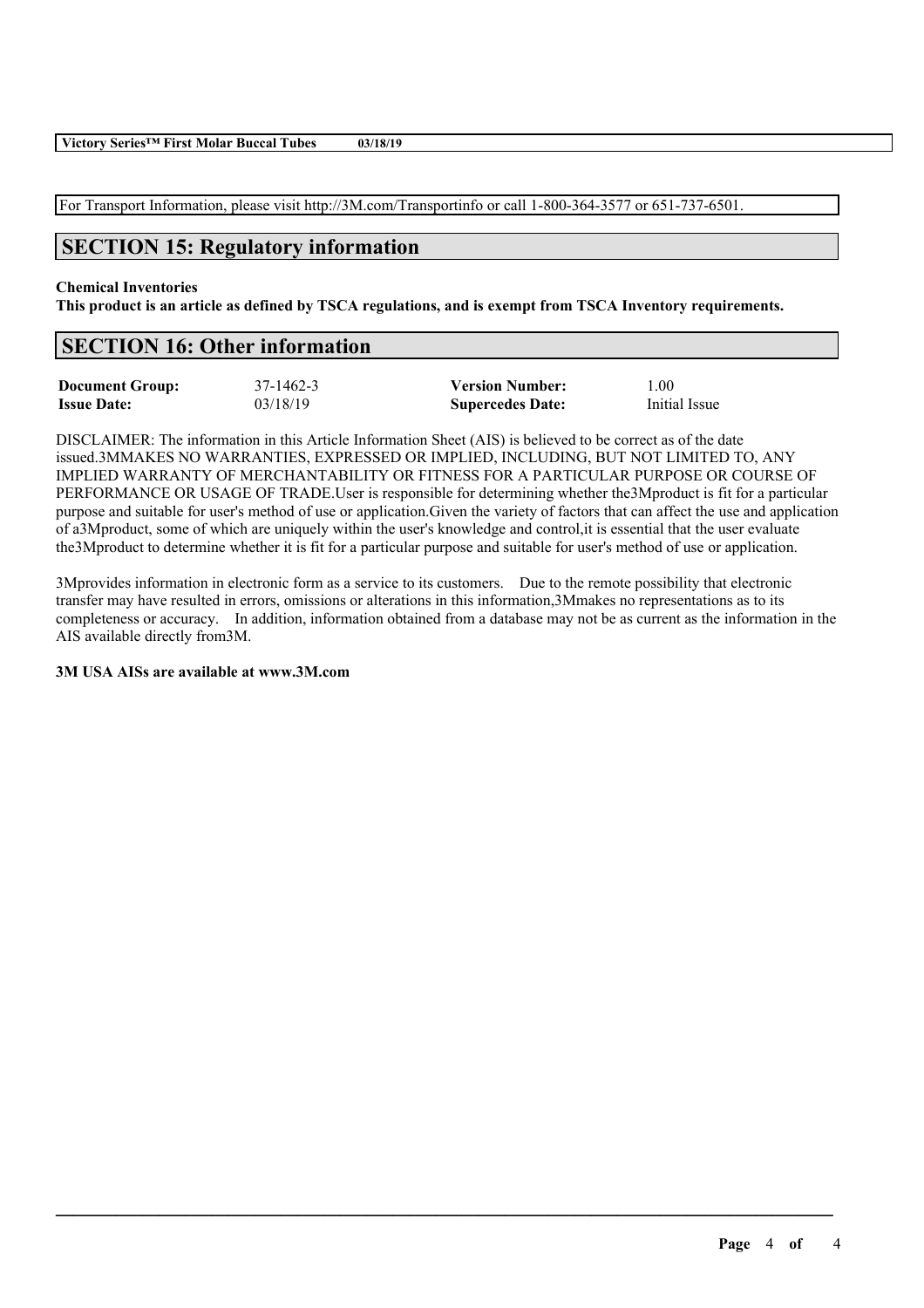For Transport Information, please visit http://3M.com/Transportinfo or call 1-800-364-3577 or 651-737-6501.

## SECTION 15: Regulatory information

**Chemical Inventories**

**This product is an article as defined by TSCA regulations, and is exempt from TSCA Inventory requirements.**

## SECTION 16: Other information

| | | | |
|---|---|---|---|
| **Document Group:** | 37-1462-3 | **Version Number:** | 1.00 |
| **Issue Date:** | 03/18/19 | **Supercedes Date:** | Initial Issue |

DISCLAIMER: The information in this Article Information Sheet (AIS) is believed to be correct as of the date issued.3MMAKES NO WARRANTIES, EXPRESSED OR IMPLIED, INCLUDING, BUT NOT LIMITED TO, ANY IMPLIED WARRANTY OF MERCHANTABILITY OR FITNESS FOR A PARTICULAR PURPOSE OR COURSE OF PERFORMANCE OR USAGE OF TRADE.User is responsible for determining whether the3Mproduct is fit for a particular purpose and suitable for user's method of use or application.Given the variety of factors that can affect the use and application of a3Mproduct, some of which are uniquely within the user's knowledge and control,it is essential that the user evaluate the3Mproduct to determine whether it is fit for a particular purpose and suitable for user's method of use or application.

3Mprovides information in electronic form as a service to its customers. Due to the remote possibility that electronic transfer may have resulted in errors, omissions or alterations in this information,3Mmakes no representations as to its completeness or accuracy. In addition, information obtained from a database may not be as current as the information in the AIS available directly from3M.

**3M USA AISs are available at www.3M.com**